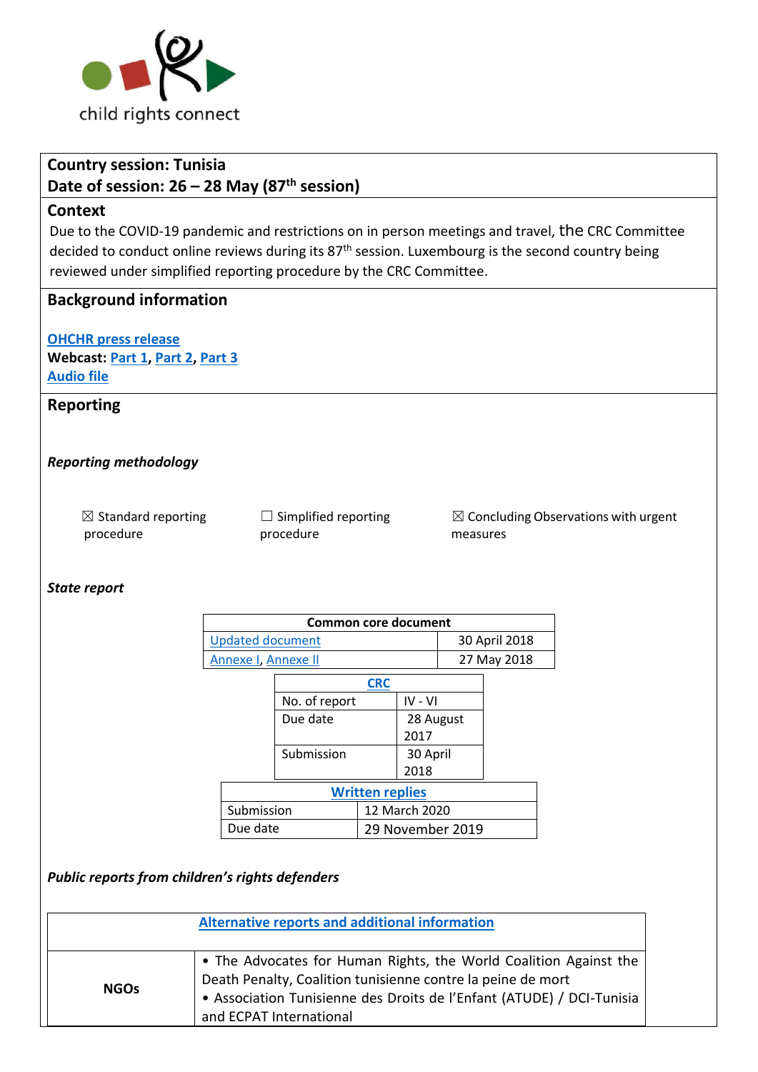child rights connect

**Country session: Tunisia**
**Date of session: 26 – 28 May (87th session)**

## Context

Due to the COVID-19 pandemic and restrictions on in person meetings and travel, the CRC Committee decided to conduct online reviews during its 87th session. Luxembourg is the second country being reviewed under simplified reporting procedure by the CRC Committee.

## Background information

**OHCHR press release**
**Webcast:** Part 1, Part 2, Part 3
**Audio file**

## Reporting

### *Reporting methodology*

☒ Standard reporting procedure ☐ Simplified reporting procedure ☒ Concluding Observations with urgent measures

### *State report*

| Common core document | |
|---|---|
| Updated document | 30 April 2018 |
| Annexe I, Annexe II | 27 May 2018 |

| CRC | |
|---|---|
| No. of report | IV - VI |
| Due date | 28 August 2017 |
| Submission | 30 April 2018 |

| Written replies | |
|---|---|
| Submission | 12 March 2020 |
| Due date | 29 November 2019 |

### *Public reports from children's rights defenders*

| Alternative reports and additional information | |
|---|---|
| NGOs | • The Advocates for Human Rights, the World Coalition Against the Death Penalty, Coalition tunisienne contre la peine de mort<br>• Association Tunisienne des Droits de l'Enfant (ATUDE) / DCI-Tunisia and ECPAT International |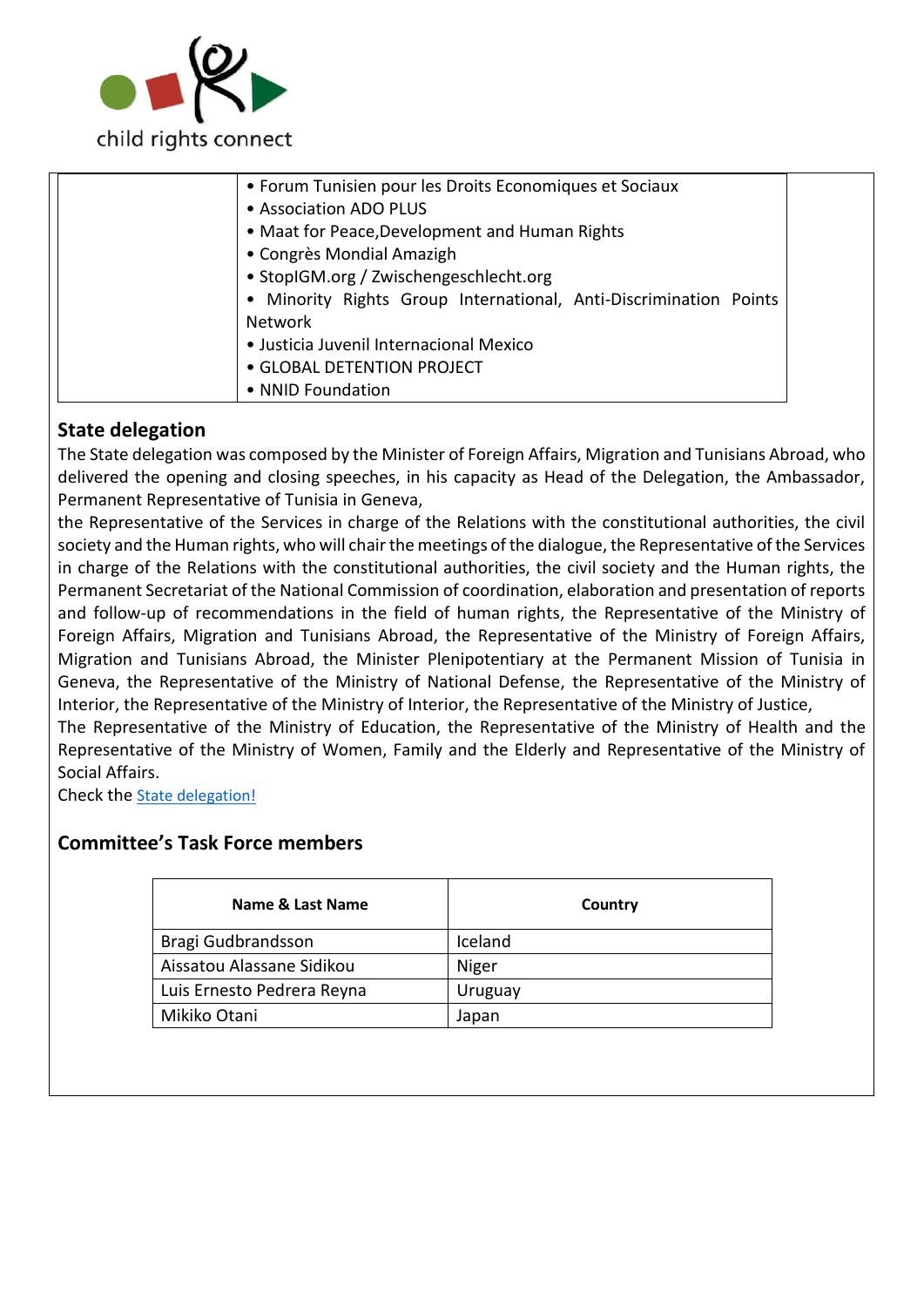| | |
|---|---|
| | • Forum Tunisien pour les Droits Economiques et Sociaux<br>• Association ADO PLUS<br>• Maat for Peace,Development and Human Rights<br>• Congrès Mondial Amazigh<br>• StopIGM.org / Zwischengeschlecht.org<br>• Minority Rights Group International, Anti-Discrimination Points Network<br>• Justicia Juvenil Internacional Mexico<br>• GLOBAL DETENTION PROJECT<br>• NNID Foundation |

## State delegation

The State delegation was composed by the Minister of Foreign Affairs, Migration and Tunisians Abroad, who delivered the opening and closing speeches, in his capacity as Head of the Delegation, the Ambassador, Permanent Representative of Tunisia in Geneva,

the Representative of the Services in charge of the Relations with the constitutional authorities, the civil society and the Human rights, who will chair the meetings of the dialogue, the Representative of the Services in charge of the Relations with the constitutional authorities, the civil society and the Human rights, the Permanent Secretariat of the National Commission of coordination, elaboration and presentation of reports and follow-up of recommendations in the field of human rights, the Representative of the Ministry of Foreign Affairs, Migration and Tunisians Abroad, the Representative of the Ministry of Foreign Affairs, Migration and Tunisians Abroad, the Minister Plenipotentiary at the Permanent Mission of Tunisia in Geneva, the Representative of the Ministry of National Defense, the Representative of the Ministry of Interior, the Representative of the Ministry of Interior, the Representative of the Ministry of Justice,

The Representative of the Ministry of Education, the Representative of the Ministry of Health and the Representative of the Ministry of Women, Family and the Elderly and Representative of the Ministry of Social Affairs.

Check the State delegation!

## Committee's Task Force members

| Name & Last Name | Country |
|---|---|
| Bragi Gudbrandsson | Iceland |
| Aissatou Alassane Sidikou | Niger |
| Luis Ernesto Pedrera Reyna | Uruguay |
| Mikiko Otani | Japan |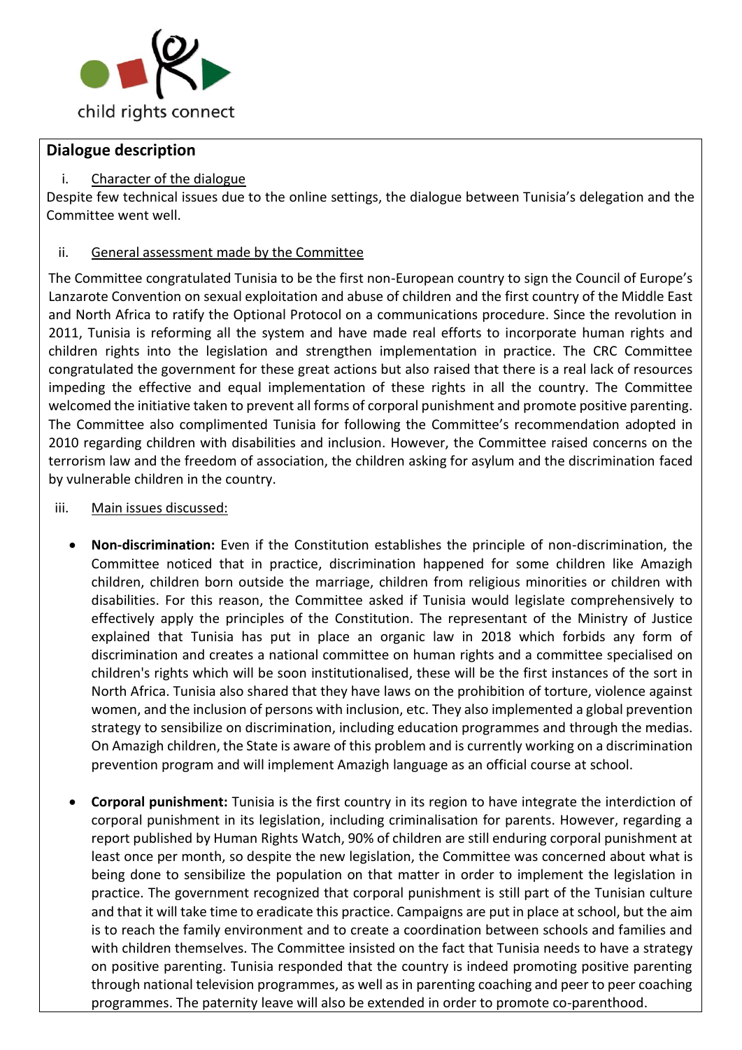## Dialogue description

i. Character of the dialogue

Despite few technical issues due to the online settings, the dialogue between Tunisia's delegation and the Committee went well.

ii. General assessment made by the Committee

The Committee congratulated Tunisia to be the first non-European country to sign the Council of Europe's Lanzarote Convention on sexual exploitation and abuse of children and the first country of the Middle East and North Africa to ratify the Optional Protocol on a communications procedure. Since the revolution in 2011, Tunisia is reforming all the system and have made real efforts to incorporate human rights and children rights into the legislation and strengthen implementation in practice. The CRC Committee congratulated the government for these great actions but also raised that there is a real lack of resources impeding the effective and equal implementation of these rights in all the country. The Committee welcomed the initiative taken to prevent all forms of corporal punishment and promote positive parenting. The Committee also complimented Tunisia for following the Committee's recommendation adopted in 2010 regarding children with disabilities and inclusion. However, the Committee raised concerns on the terrorism law and the freedom of association, the children asking for asylum and the discrimination faced by vulnerable children in the country.

iii. Main issues discussed:

- **Non-discrimination:** Even if the Constitution establishes the principle of non-discrimination, the Committee noticed that in practice, discrimination happened for some children like Amazigh children, children born outside the marriage, children from religious minorities or children with disabilities. For this reason, the Committee asked if Tunisia would legislate comprehensively to effectively apply the principles of the Constitution. The representant of the Ministry of Justice explained that Tunisia has put in place an organic law in 2018 which forbids any form of discrimination and creates a national committee on human rights and a committee specialised on children's rights which will be soon institutionalised, these will be the first instances of the sort in North Africa. Tunisia also shared that they have laws on the prohibition of torture, violence against women, and the inclusion of persons with inclusion, etc. They also implemented a global prevention strategy to sensibilize on discrimination, including education programmes and through the medias. On Amazigh children, the State is aware of this problem and is currently working on a discrimination prevention program and will implement Amazigh language as an official course at school.

- **Corporal punishment:** Tunisia is the first country in its region to have integrate the interdiction of corporal punishment in its legislation, including criminalisation for parents. However, regarding a report published by Human Rights Watch, 90% of children are still enduring corporal punishment at least once per month, so despite the new legislation, the Committee was concerned about what is being done to sensibilize the population on that matter in order to implement the legislation in practice. The government recognized that corporal punishment is still part of the Tunisian culture and that it will take time to eradicate this practice. Campaigns are put in place at school, but the aim is to reach the family environment and to create a coordination between schools and families and with children themselves. The Committee insisted on the fact that Tunisia needs to have a strategy on positive parenting. Tunisia responded that the country is indeed promoting positive parenting through national television programmes, as well as in parenting coaching and peer to peer coaching programmes. The paternity leave will also be extended in order to promote co-parenthood.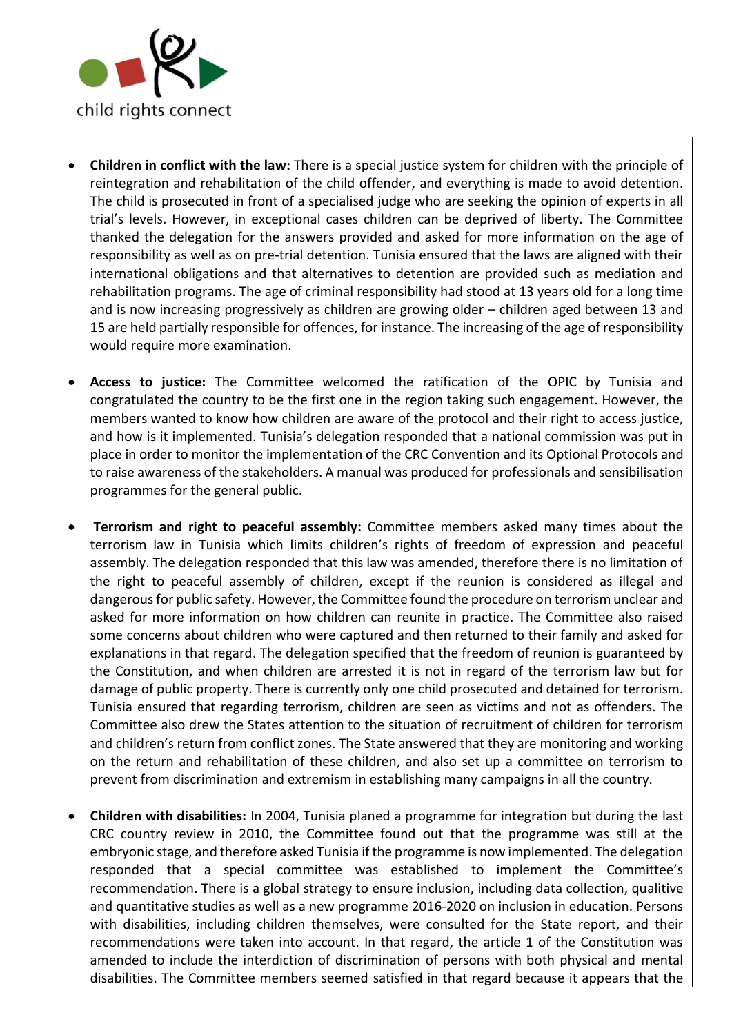- **Children in conflict with the law:** There is a special justice system for children with the principle of reintegration and rehabilitation of the child offender, and everything is made to avoid detention. The child is prosecuted in front of a specialised judge who are seeking the opinion of experts in all trial's levels. However, in exceptional cases children can be deprived of liberty. The Committee thanked the delegation for the answers provided and asked for more information on the age of responsibility as well as on pre-trial detention. Tunisia ensured that the laws are aligned with their international obligations and that alternatives to detention are provided such as mediation and rehabilitation programs. The age of criminal responsibility had stood at 13 years old for a long time and is now increasing progressively as children are growing older – children aged between 13 and 15 are held partially responsible for offences, for instance. The increasing of the age of responsibility would require more examination.

- **Access to justice:** The Committee welcomed the ratification of the OPIC by Tunisia and congratulated the country to be the first one in the region taking such engagement. However, the members wanted to know how children are aware of the protocol and their right to access justice, and how is it implemented. Tunisia's delegation responded that a national commission was put in place in order to monitor the implementation of the CRC Convention and its Optional Protocols and to raise awareness of the stakeholders. A manual was produced for professionals and sensibilisation programmes for the general public.

- **Terrorism and right to peaceful assembly:** Committee members asked many times about the terrorism law in Tunisia which limits children's rights of freedom of expression and peaceful assembly. The delegation responded that this law was amended, therefore there is no limitation of the right to peaceful assembly of children, except if the reunion is considered as illegal and dangerous for public safety. However, the Committee found the procedure on terrorism unclear and asked for more information on how children can reunite in practice. The Committee also raised some concerns about children who were captured and then returned to their family and asked for explanations in that regard. The delegation specified that the freedom of reunion is guaranteed by the Constitution, and when children are arrested it is not in regard of the terrorism law but for damage of public property. There is currently only one child prosecuted and detained for terrorism. Tunisia ensured that regarding terrorism, children are seen as victims and not as offenders. The Committee also drew the States attention to the situation of recruitment of children for terrorism and children's return from conflict zones. The State answered that they are monitoring and working on the return and rehabilitation of these children, and also set up a committee on terrorism to prevent from discrimination and extremism in establishing many campaigns in all the country.

- **Children with disabilities:** In 2004, Tunisia planed a programme for integration but during the last CRC country review in 2010, the Committee found out that the programme was still at the embryonic stage, and therefore asked Tunisia if the programme is now implemented. The delegation responded that a special committee was established to implement the Committee's recommendation. There is a global strategy to ensure inclusion, including data collection, qualitive and quantitative studies as well as a new programme 2016-2020 on inclusion in education. Persons with disabilities, including children themselves, were consulted for the State report, and their recommendations were taken into account. In that regard, the article 1 of the Constitution was amended to include the interdiction of discrimination of persons with both physical and mental disabilities. The Committee members seemed satisfied in that regard because it appears that the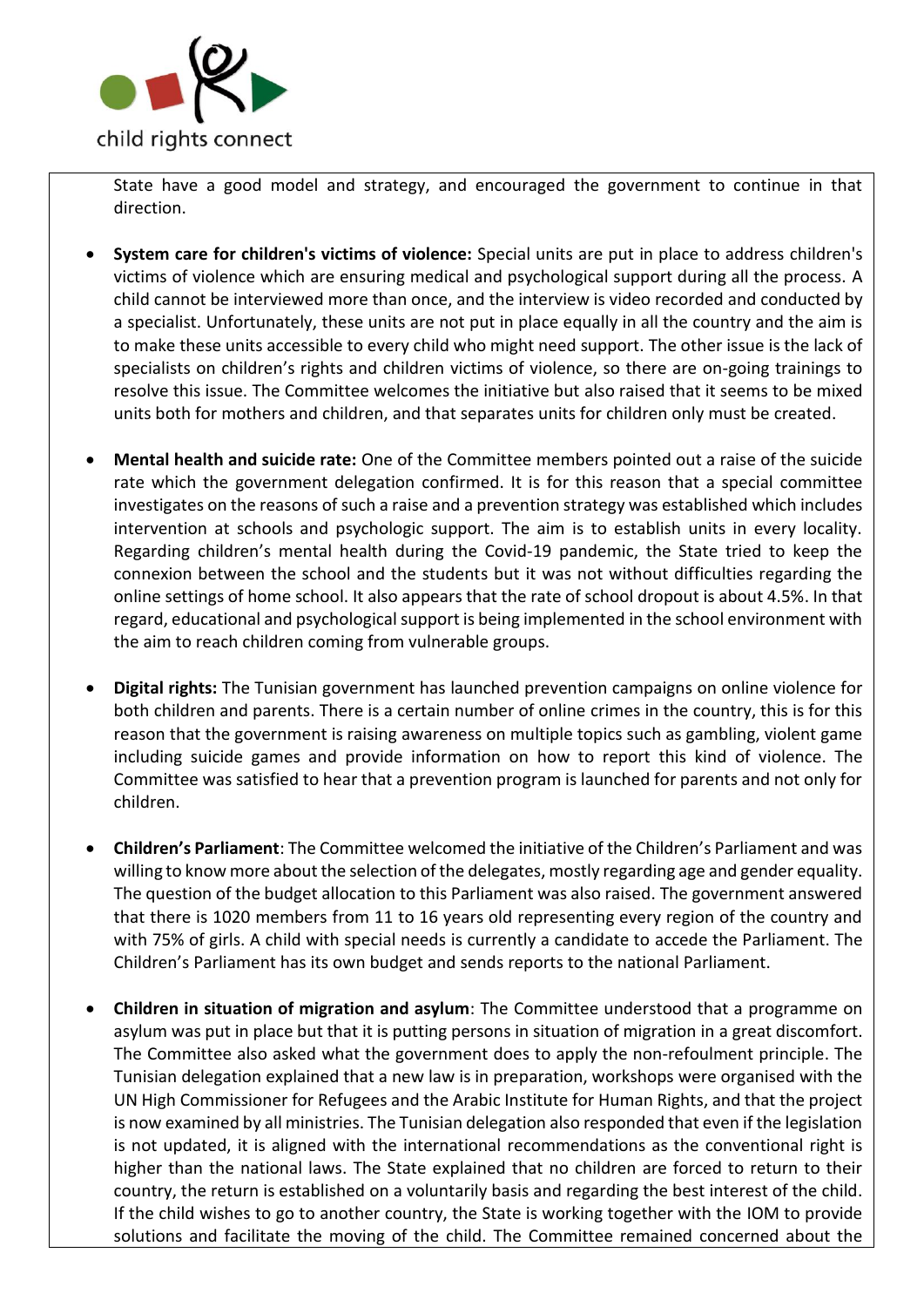State have a good model and strategy, and encouraged the government to continue in that direction.

- **System care for children's victims of violence:** Special units are put in place to address children's victims of violence which are ensuring medical and psychological support during all the process. A child cannot be interviewed more than once, and the interview is video recorded and conducted by a specialist. Unfortunately, these units are not put in place equally in all the country and the aim is to make these units accessible to every child who might need support. The other issue is the lack of specialists on children's rights and children victims of violence, so there are on-going trainings to resolve this issue. The Committee welcomes the initiative but also raised that it seems to be mixed units both for mothers and children, and that separates units for children only must be created.

- **Mental health and suicide rate:** One of the Committee members pointed out a raise of the suicide rate which the government delegation confirmed. It is for this reason that a special committee investigates on the reasons of such a raise and a prevention strategy was established which includes intervention at schools and psychologic support. The aim is to establish units in every locality. Regarding children's mental health during the Covid-19 pandemic, the State tried to keep the connexion between the school and the students but it was not without difficulties regarding the online settings of home school. It also appears that the rate of school dropout is about 4.5%. In that regard, educational and psychological support is being implemented in the school environment with the aim to reach children coming from vulnerable groups.

- **Digital rights:** The Tunisian government has launched prevention campaigns on online violence for both children and parents. There is a certain number of online crimes in the country, this is for this reason that the government is raising awareness on multiple topics such as gambling, violent game including suicide games and provide information on how to report this kind of violence. The Committee was satisfied to hear that a prevention program is launched for parents and not only for children.

- **Children's Parliament**: The Committee welcomed the initiative of the Children's Parliament and was willing to know more about the selection of the delegates, mostly regarding age and gender equality. The question of the budget allocation to this Parliament was also raised. The government answered that there is 1020 members from 11 to 16 years old representing every region of the country and with 75% of girls. A child with special needs is currently a candidate to accede the Parliament. The Children's Parliament has its own budget and sends reports to the national Parliament.

- **Children in situation of migration and asylum**: The Committee understood that a programme on asylum was put in place but that it is putting persons in situation of migration in a great discomfort. The Committee also asked what the government does to apply the non-refoulment principle. The Tunisian delegation explained that a new law is in preparation, workshops were organised with the UN High Commissioner for Refugees and the Arabic Institute for Human Rights, and that the project is now examined by all ministries. The Tunisian delegation also responded that even if the legislation is not updated, it is aligned with the international recommendations as the conventional right is higher than the national laws. The State explained that no children are forced to return to their country, the return is established on a voluntarily basis and regarding the best interest of the child. If the child wishes to go to another country, the State is working together with the IOM to provide solutions and facilitate the moving of the child. The Committee remained concerned about the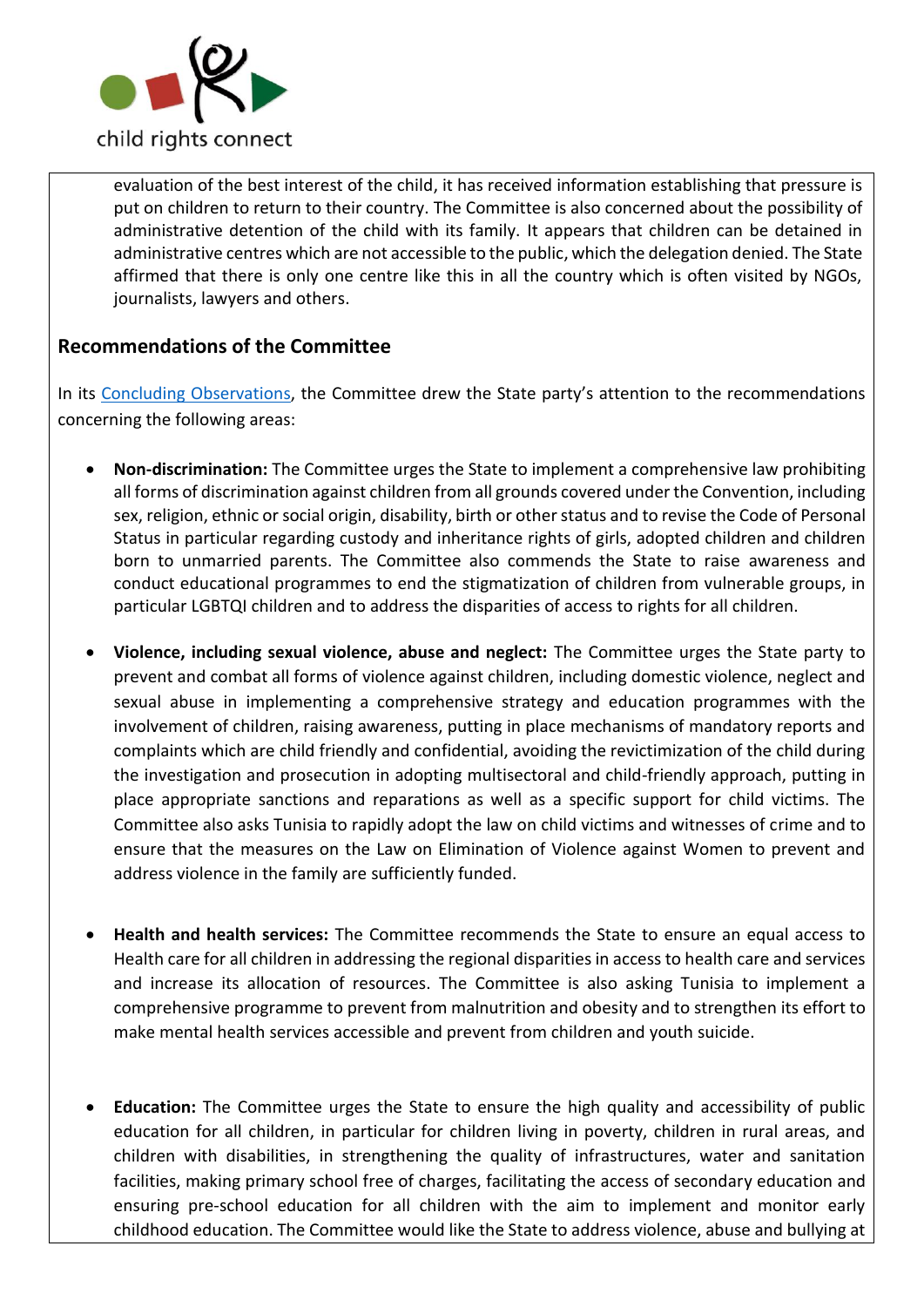evaluation of the best interest of the child, it has received information establishing that pressure is put on children to return to their country. The Committee is also concerned about the possibility of administrative detention of the child with its family. It appears that children can be detained in administrative centres which are not accessible to the public, which the delegation denied. The State affirmed that there is only one centre like this in all the country which is often visited by NGOs, journalists, lawyers and others.

## Recommendations of the Committee

In its Concluding Observations, the Committee drew the State party's attention to the recommendations concerning the following areas:

- **Non-discrimination:** The Committee urges the State to implement a comprehensive law prohibiting all forms of discrimination against children from all grounds covered under the Convention, including sex, religion, ethnic or social origin, disability, birth or other status and to revise the Code of Personal Status in particular regarding custody and inheritance rights of girls, adopted children and children born to unmarried parents. The Committee also commends the State to raise awareness and conduct educational programmes to end the stigmatization of children from vulnerable groups, in particular LGBTQI children and to address the disparities of access to rights for all children.

- **Violence, including sexual violence, abuse and neglect:** The Committee urges the State party to prevent and combat all forms of violence against children, including domestic violence, neglect and sexual abuse in implementing a comprehensive strategy and education programmes with the involvement of children, raising awareness, putting in place mechanisms of mandatory reports and complaints which are child friendly and confidential, avoiding the revictimization of the child during the investigation and prosecution in adopting multisectoral and child-friendly approach, putting in place appropriate sanctions and reparations as well as a specific support for child victims. The Committee also asks Tunisia to rapidly adopt the law on child victims and witnesses of crime and to ensure that the measures on the Law on Elimination of Violence against Women to prevent and address violence in the family are sufficiently funded.

- **Health and health services:** The Committee recommends the State to ensure an equal access to Health care for all children in addressing the regional disparities in access to health care and services and increase its allocation of resources. The Committee is also asking Tunisia to implement a comprehensive programme to prevent from malnutrition and obesity and to strengthen its effort to make mental health services accessible and prevent from children and youth suicide.

- **Education:** The Committee urges the State to ensure the high quality and accessibility of public education for all children, in particular for children living in poverty, children in rural areas, and children with disabilities, in strengthening the quality of infrastructures, water and sanitation facilities, making primary school free of charges, facilitating the access of secondary education and ensuring pre-school education for all children with the aim to implement and monitor early childhood education. The Committee would like the State to address violence, abuse and bullying at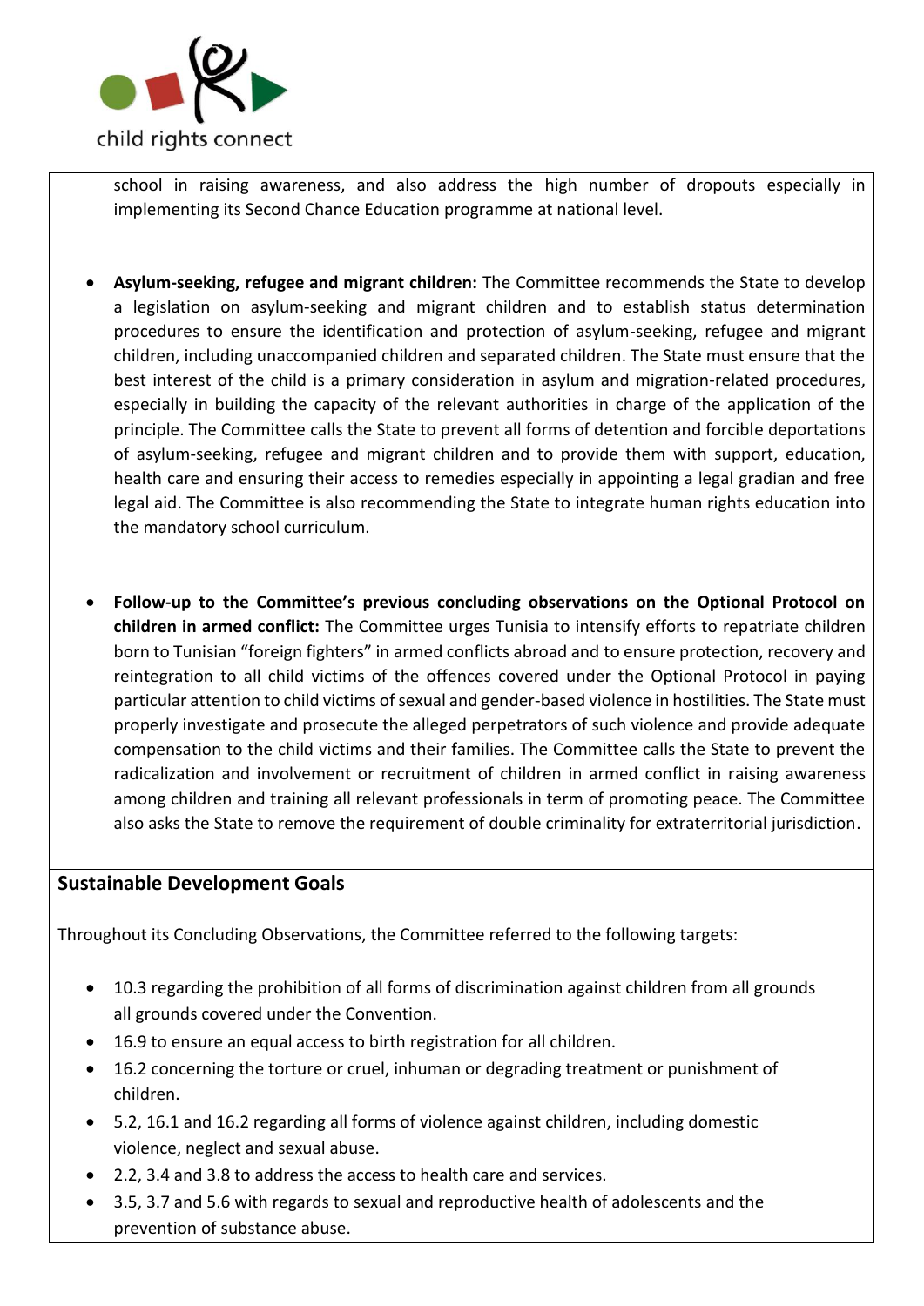school in raising awareness, and also address the high number of dropouts especially in implementing its Second Chance Education programme at national level.

- **Asylum-seeking, refugee and migrant children:** The Committee recommends the State to develop a legislation on asylum-seeking and migrant children and to establish status determination procedures to ensure the identification and protection of asylum-seeking, refugee and migrant children, including unaccompanied children and separated children. The State must ensure that the best interest of the child is a primary consideration in asylum and migration-related procedures, especially in building the capacity of the relevant authorities in charge of the application of the principle. The Committee calls the State to prevent all forms of detention and forcible deportations of asylum-seeking, refugee and migrant children and to provide them with support, education, health care and ensuring their access to remedies especially in appointing a legal gradian and free legal aid. The Committee is also recommending the State to integrate human rights education into the mandatory school curriculum.

- **Follow-up to the Committee's previous concluding observations on the Optional Protocol on children in armed conflict:** The Committee urges Tunisia to intensify efforts to repatriate children born to Tunisian "foreign fighters" in armed conflicts abroad and to ensure protection, recovery and reintegration to all child victims of the offences covered under the Optional Protocol in paying particular attention to child victims of sexual and gender-based violence in hostilities. The State must properly investigate and prosecute the alleged perpetrators of such violence and provide adequate compensation to the child victims and their families. The Committee calls the State to prevent the radicalization and involvement or recruitment of children in armed conflict in raising awareness among children and training all relevant professionals in term of promoting peace. The Committee also asks the State to remove the requirement of double criminality for extraterritorial jurisdiction.

## Sustainable Development Goals

Throughout its Concluding Observations, the Committee referred to the following targets:

- 10.3 regarding the prohibition of all forms of discrimination against children from all grounds all grounds covered under the Convention.
- 16.9 to ensure an equal access to birth registration for all children.
- 16.2 concerning the torture or cruel, inhuman or degrading treatment or punishment of children.
- 5.2, 16.1 and 16.2 regarding all forms of violence against children, including domestic violence, neglect and sexual abuse.
- 2.2, 3.4 and 3.8 to address the access to health care and services.
- 3.5, 3.7 and 5.6 with regards to sexual and reproductive health of adolescents and the prevention of substance abuse.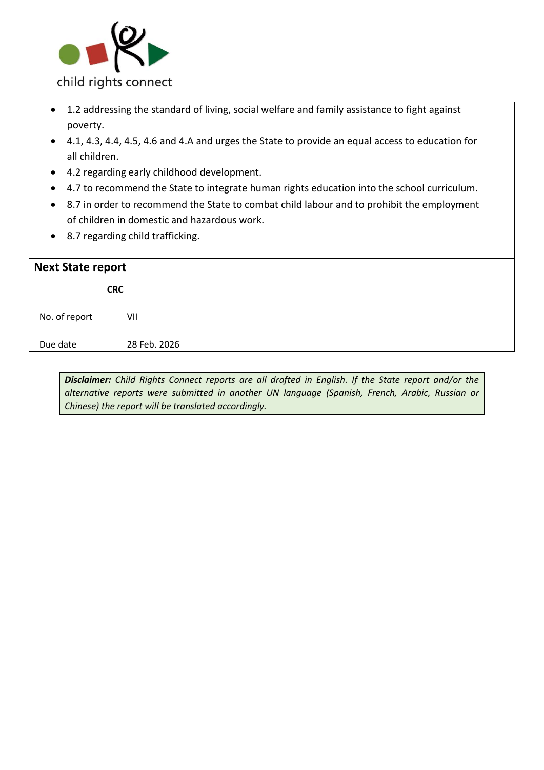- 1.2 addressing the standard of living, social welfare and family assistance to fight against poverty.
- 4.1, 4.3, 4.4, 4.5, 4.6 and 4.A and urges the State to provide an equal access to education for all children.
- 4.2 regarding early childhood development.
- 4.7 to recommend the State to integrate human rights education into the school curriculum.
- 8.7 in order to recommend the State to combat child labour and to prohibit the employment of children in domestic and hazardous work.
- 8.7 regarding child trafficking.

## Next State report

| CRC | |
|---|---|
| No. of report | VII |
| Due date | 28 Feb. 2026 |

***Disclaimer:*** *Child Rights Connect reports are all drafted in English. If the State report and/or the alternative reports were submitted in another UN language (Spanish, French, Arabic, Russian or Chinese) the report will be translated accordingly.*